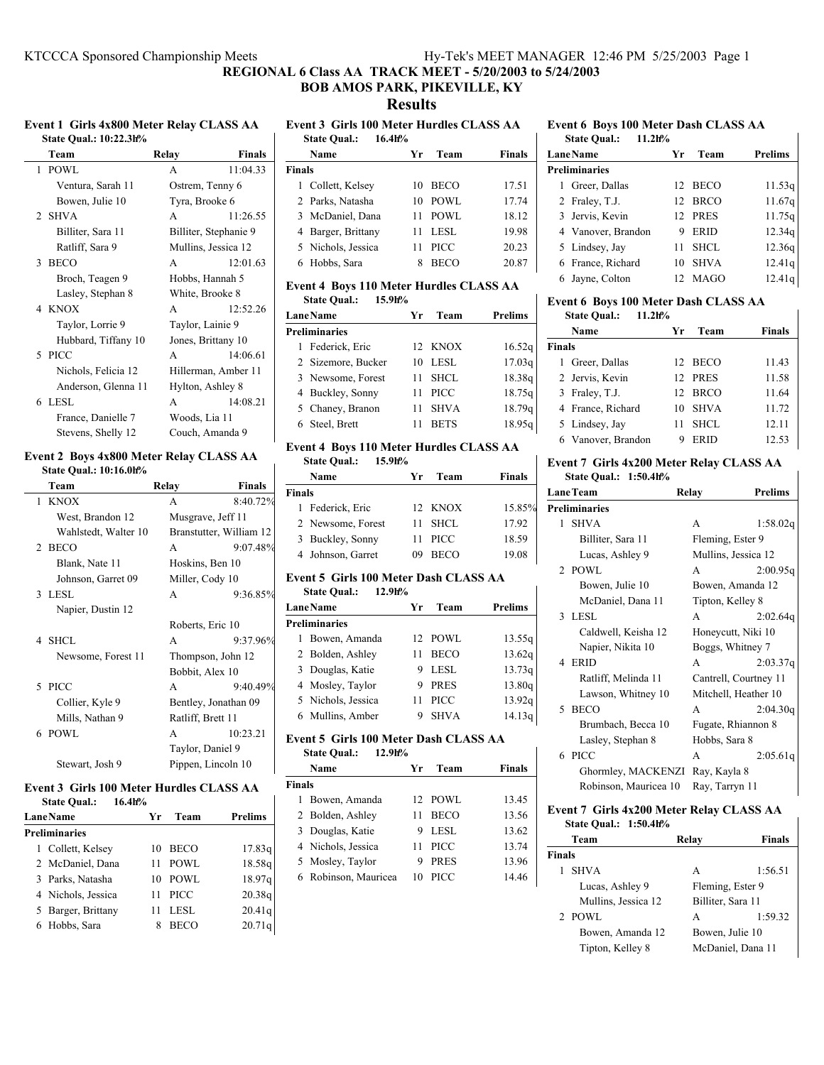# REGIONAL 6 Class AA TRACK MEET - 5/20/2003 to 5/24/2003

## BOB AMOS PARK, PIKEVILLE, KY

## Results

### Event 1 Girls 4x800 Meter Relay CLASS AA

State Qual.: 10:22.3h%

| | Team | Relay | Finals |
|---|---|---|---|
| 1 | POWL | A | 11:04.33 |
| | Ventura, Sarah 11 | Ostrem, Tenny 6 | |
| | Bowen, Julie 10 | Tyra, Brooke 6 | |
| 2 | SHVA | A | 11:26.55 |
| | Billiter, Sara 11 | Billiter, Stephanie 9 | |
| | Ratliff, Sara 9 | Mullins, Jessica 12 | |
| 3 | BECO | A | 12:01.63 |
| | Broch, Teagen 9 | Hobbs, Hannah 5 | |
| | Lasley, Stephan 8 | White, Brooke 8 | |
| 4 | KNOX | A | 12:52.26 |
| | Taylor, Lorrie 9 | Taylor, Lainie 9 | |
| | Hubbard, Tiffany 10 | Jones, Brittany 10 | |
| 5 | PICC | A | 14:06.61 |
| | Nichols, Felicia 12 | Hillerman, Amber 11 | |
| | Anderson, Glenna 11 | Hylton, Ashley 8 | |
| 6 | LESL | A | 14:08.21 |
| | France, Danielle 7 | Woods, Lia 11 | |
| | Stevens, Shelly 12 | Couch, Amanda 9 | |

### Event 2 Boys 4x800 Meter Relay CLASS AA

State Qual.: 10:16.0h%

| | Team | Relay | Finals |
|---|---|---|---|
| 1 | KNOX | A | 8:40.72% |
| | West, Brandon 12 | Musgrave, Jeff 11 | |
| | Wahlstedt, Walter 10 | Branstutter, William 12 | |
| 2 | BECO | A | 9:07.48% |
| | Blank, Nate 11 | Hoskins, Ben 10 | |
| | Johnson, Garret 09 | Miller, Cody 10 | |
| 3 | LESL | A | 9:36.85% |
| | Napier, Dustin 12 | | |
| | | Roberts, Eric 10 | |
| 4 | SHCL | A | 9:37.96% |
| | Newsome, Forest 11 | Thompson, John 12 | |
| | | Bobbit, Alex 10 | |
| 5 | PICC | A | 9:40.49% |
| | Collier, Kyle 9 | Bentley, Jonathan 09 | |
| | Mills, Nathan 9 | Ratliff, Brett 11 | |
| 6 | POWL | A | 10:23.21 |
| | | Taylor, Daniel 9 | |
| | Stewart, Josh 9 | Pippen, Lincoln 10 | |

### Event 3 Girls 100 Meter Hurdles CLASS AA

State Qual.: 16.4h%

| Lane | Name | Yr | Team | Prelims |
|---|---|---|---|---|
| **Preliminaries** | | | | |
| 1 | Collett, Kelsey | 10 | BECO | 17.83q |
| 2 | McDaniel, Dana | 11 | POWL | 18.58q |
| 3 | Parks, Natasha | 10 | POWL | 18.97q |
| 4 | Nichols, Jessica | 11 | PICC | 20.38q |
| 5 | Barger, Brittany | 11 | LESL | 20.41q |
| 6 | Hobbs, Sara | 8 | BECO | 20.71q |

### Event 3 Girls 100 Meter Hurdles CLASS AA

State Qual.: 16.4h%

| | Name | Yr | Team | Finals |
|---|---|---|---|---|
| **Finals** | | | | |
| 1 | Collett, Kelsey | 10 | BECO | 17.51 |
| 2 | Parks, Natasha | 10 | POWL | 17.74 |
| 3 | McDaniel, Dana | 11 | POWL | 18.12 |
| 4 | Barger, Brittany | 11 | LESL | 19.98 |
| 5 | Nichols, Jessica | 11 | PICC | 20.23 |
| 6 | Hobbs, Sara | 8 | BECO | 20.87 |

### Event 4 Boys 110 Meter Hurdles CLASS AA

State Qual.: 15.9h%

| Lane | Name | Yr | Team | Prelims |
|---|---|---|---|---|
| **Preliminaries** | | | | |
| 1 | Federick, Eric | 12 | KNOX | 16.52q |
| 2 | Sizemore, Bucker | 10 | LESL | 17.03q |
| 3 | Newsome, Forest | 11 | SHCL | 18.38q |
| 4 | Buckley, Sonny | 11 | PICC | 18.75q |
| 5 | Chaney, Branon | 11 | SHVA | 18.79q |
| 6 | Steel, Brett | 11 | BETS | 18.95q |

### Event 4 Boys 110 Meter Hurdles CLASS AA

State Qual.: 15.9h%

| | Name | Yr | Team | Finals |
|---|---|---|---|---|
| **Finals** | | | | |
| 1 | Federick, Eric | 12 | KNOX | 15.85% |
| 2 | Newsome, Forest | 11 | SHCL | 17.92 |
| 3 | Buckley, Sonny | 11 | PICC | 18.59 |
| 4 | Johnson, Garret | 09 | BECO | 19.08 |

### Event 5 Girls 100 Meter Dash CLASS AA

State Qual.: 12.9h%

| Lane | Name | Yr | Team | Prelims |
|---|---|---|---|---|
| **Preliminaries** | | | | |
| 1 | Bowen, Amanda | 12 | POWL | 13.55q |
| 2 | Bolden, Ashley | 11 | BECO | 13.62q |
| 3 | Douglas, Katie | 9 | LESL | 13.73q |
| 4 | Mosley, Taylor | 9 | PRES | 13.80q |
| 5 | Nichols, Jessica | 11 | PICC | 13.92q |
| 6 | Mullins, Amber | 9 | SHVA | 14.13q |

### Event 5 Girls 100 Meter Dash CLASS AA

State Qual.: 12.9h%

| | Name | Yr | Team | Finals |
|---|---|---|---|---|
| **Finals** | | | | |
| 1 | Bowen, Amanda | 12 | POWL | 13.45 |
| 2 | Bolden, Ashley | 11 | BECO | 13.56 |
| 3 | Douglas, Katie | 9 | LESL | 13.62 |
| 4 | Nichols, Jessica | 11 | PICC | 13.74 |
| 5 | Mosley, Taylor | 9 | PRES | 13.96 |
| 6 | Robinson, Mauricea | 10 | PICC | 14.46 |

### Event 6 Boys 100 Meter Dash CLASS AA

State Qual.: 11.2h%

| Lane | Name | Yr | Team | Prelims |
|---|---|---|---|---|
| **Preliminaries** | | | | |
| 1 | Greer, Dallas | 12 | BECO | 11.53q |
| 2 | Fraley, T.J. | 12 | BRCO | 11.67q |
| 3 | Jervis, Kevin | 12 | PRES | 11.75q |
| 4 | Vanover, Brandon | 9 | ERID | 12.34q |
| 5 | Lindsey, Jay | 11 | SHCL | 12.36q |
| 6 | France, Richard | 10 | SHVA | 12.41q |
| 6 | Jayne, Colton | 12 | MAGO | 12.41q |

### Event 6 Boys 100 Meter Dash CLASS AA

State Qual.: 11.2h%

| | Name | Yr | Team | Finals |
|---|---|---|---|---|
| **Finals** | | | | |
| 1 | Greer, Dallas | 12 | BECO | 11.43 |
| 2 | Jervis, Kevin | 12 | PRES | 11.58 |
| 3 | Fraley, T.J. | 12 | BRCO | 11.64 |
| 4 | France, Richard | 10 | SHVA | 11.72 |
| 5 | Lindsey, Jay | 11 | SHCL | 12.11 |
| 6 | Vanover, Brandon | 9 | ERID | 12.53 |

### Event 7 Girls 4x200 Meter Relay CLASS AA

State Qual.: 1:50.4h%

| Lane | Team | Relay | Prelims |
|---|---|---|---|
| **Preliminaries** | | | |
| 1 | SHVA | A | 1:58.02q |
| | Billiter, Sara 11 | Fleming, Ester 9 | |
| | Lucas, Ashley 9 | Mullins, Jessica 12 | |
| 2 | POWL | A | 2:00.95q |
| | Bowen, Julie 10 | Bowen, Amanda 12 | |
| | McDaniel, Dana 11 | Tipton, Kelley 8 | |
| 3 | LESL | A | 2:02.64q |
| | Caldwell, Keisha 12 | Honeycutt, Niki 10 | |
| | Napier, Nikita 10 | Boggs, Whitney 7 | |
| 4 | ERID | A | 2:03.37q |
| | Ratliff, Melinda 11 | Cantrell, Courtney 11 | |
| | Lawson, Whitney 10 | Mitchell, Heather 10 | |
| 5 | BECO | A | 2:04.30q |
| | Brumbach, Becca 10 | Fugate, Rhiannon 8 | |
| | Lasley, Stephan 8 | Hobbs, Sara 8 | |
| 6 | PICC | A | 2:05.61q |
| | Ghormley, MACKENZI | Ray, Kayla 8 | |
| | Robinson, Mauricea 10 | Ray, Tarryn 11 | |

### Event 7 Girls 4x200 Meter Relay CLASS AA

State Qual.: 1:50.4h%

| | Team | Relay | Finals |
|---|---|---|---|
| **Finals** | | | |
| 1 | SHVA | A | 1:56.51 |
| | Lucas, Ashley 9 | Fleming, Ester 9 | |
| | Mullins, Jessica 12 | Billiter, Sara 11 | |
| 2 | POWL | A | 1:59.32 |
| | Bowen, Amanda 12 | Bowen, Julie 10 | |
| | Tipton, Kelley 8 | McDaniel, Dana 11 | |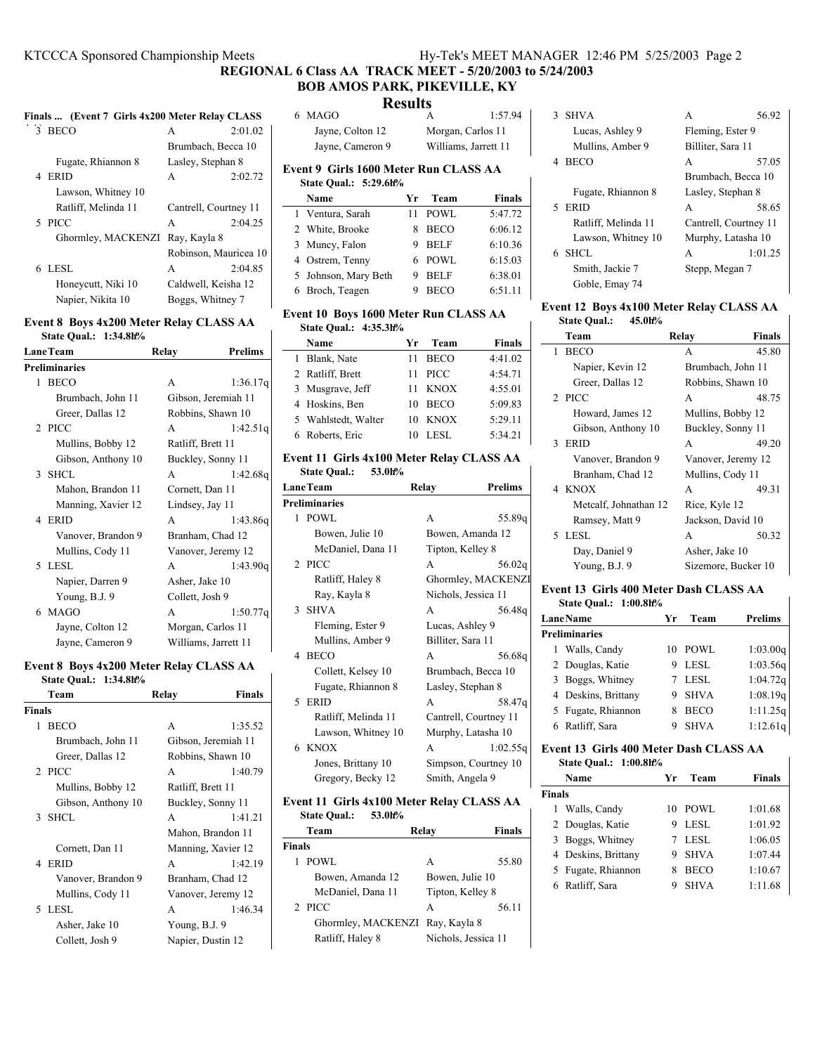## REGIONAL 6 Class AA TRACK MEET - 5/20/2003 to 5/24/2003

## BOB AMOS PARK, PIKEVILLE, KY

# Results

### Finals ... (Event 7 Girls 4x200 Meter Relay CLASS

| | Team | Relay | Finals |
|---|---|---|---|
| 3 | BECO | A | 2:01.02 |
| | | Brumbach, Becca 10 | |
| | Fugate, Rhiannon 8 | Lasley, Stephan 8 | |
| 4 | ERID | A | 2:02.72 |
| | Lawson, Whitney 10 | | |
| | Ratliff, Melinda 11 | Cantrell, Courtney 11 | |
| 5 | PICC | A | 2:04.25 |
| | Ghormley, MACKENZI | Ray, Kayla 8 | |
| | | Robinson, Mauricea 10 | |
| 6 | LESL | A | 2:04.85 |
| | Honeycutt, Niki 10 | Caldwell, Keisha 12 | |
| | Napier, Nikita 10 | Boggs, Whitney 7 | |

### Event 8 Boys 4x200 Meter Relay CLASS AA

State Qual.: 1:34.8h%

| Lane | Team | Relay | Prelims |
|---|---|---|---|
| **Preliminaries** | | | |
| 1 | BECO | A | 1:36.17q |
| | Brumbach, John 11 | Gibson, Jeremiah 11 | |
| | Greer, Dallas 12 | Robbins, Shawn 10 | |
| 2 | PICC | A | 1:42.51q |
| | Mullins, Bobby 12 | Ratliff, Brett 11 | |
| | Gibson, Anthony 10 | Buckley, Sonny 11 | |
| 3 | SHCL | A | 1:42.68q |
| | Mahon, Brandon 11 | Cornett, Dan 11 | |
| | Manning, Xavier 12 | Lindsey, Jay 11 | |
| 4 | ERID | A | 1:43.86q |
| | Vanover, Brandon 9 | Branham, Chad 12 | |
| | Mullins, Cody 11 | Vanover, Jeremy 12 | |
| 5 | LESL | A | 1:43.90q |
| | Napier, Darren 9 | Asher, Jake 10 | |
| | Young, B.J. 9 | Collett, Josh 9 | |
| 6 | MAGO | A | 1:50.77q |
| | Jayne, Colton 12 | Morgan, Carlos 11 | |
| | Jayne, Cameron 9 | Williams, Jarrett 11 | |

### Event 8 Boys 4x200 Meter Relay CLASS AA

State Qual.: 1:34.8h%

| | Team | Relay | Finals |
|---|---|---|---|
| **Finals** | | | |
| 1 | BECO | A | 1:35.52 |
| | Brumbach, John 11 | Gibson, Jeremiah 11 | |
| | Greer, Dallas 12 | Robbins, Shawn 10 | |
| 2 | PICC | A | 1:40.79 |
| | Mullins, Bobby 12 | Ratliff, Brett 11 | |
| | Gibson, Anthony 10 | Buckley, Sonny 11 | |
| 3 | SHCL | A | 1:41.21 |
| | | Mahon, Brandon 11 | |
| | Cornett, Dan 11 | Manning, Xavier 12 | |
| 4 | ERID | A | 1:42.19 |
| | Vanover, Brandon 9 | Branham, Chad 12 | |
| | Mullins, Cody 11 | Vanover, Jeremy 12 | |
| 5 | LESL | A | 1:46.34 |
| | Asher, Jake 10 | Young, B.J. 9 | |
| | Collett, Josh 9 | Napier, Dustin 12 | |
| 6 | MAGO | A | 1:57.94 |
| | Jayne, Colton 12 | Morgan, Carlos 11 | |
| | Jayne, Cameron 9 | Williams, Jarrett 11 | |

### Event 9 Girls 1600 Meter Run CLASS AA

State Qual.: 5:29.6h%

| | Name | Yr | Team | Finals |
|---|---|---|---|---|
| 1 | Ventura, Sarah | 11 | POWL | 5:47.72 |
| 2 | White, Brooke | 8 | BECO | 6:06.12 |
| 3 | Muncy, Falon | 9 | BELF | 6:10.36 |
| 4 | Ostrem, Tenny | 6 | POWL | 6:15.03 |
| 5 | Johnson, Mary Beth | 9 | BELF | 6:38.01 |
| 6 | Broch, Teagen | 9 | BECO | 6:51.11 |

### Event 10 Boys 1600 Meter Run CLASS AA

State Qual.: 4:35.3h%

| | Name | Yr | Team | Finals |
|---|---|---|---|---|
| 1 | Blank, Nate | 11 | BECO | 4:41.02 |
| 2 | Ratliff, Brett | 11 | PICC | 4:54.71 |
| 3 | Musgrave, Jeff | 11 | KNOX | 4:55.01 |
| 4 | Hoskins, Ben | 10 | BECO | 5:09.83 |
| 5 | Wahlstedt, Walter | 10 | KNOX | 5:29.11 |
| 6 | Roberts, Eric | 10 | LESL | 5:34.21 |

### Event 11 Girls 4x100 Meter Relay CLASS AA

State Qual.: 53.0h%

| Lane | Team | Relay | Prelims |
|---|---|---|---|
| **Preliminaries** | | | |
| 1 | POWL | A | 55.89q |
| | Bowen, Julie 10 | Bowen, Amanda 12 | |
| | McDaniel, Dana 11 | Tipton, Kelley 8 | |
| 2 | PICC | A | 56.02q |
| | Ratliff, Haley 8 | Ghormley, MACKENZI | |
| | Ray, Kayla 8 | Nichols, Jessica 11 | |
| 3 | SHVA | A | 56.48q |
| | Fleming, Ester 9 | Lucas, Ashley 9 | |
| | Mullins, Amber 9 | Billiter, Sara 11 | |
| 4 | BECO | A | 56.68q |
| | Collett, Kelsey 10 | Brumbach, Becca 10 | |
| | Fugate, Rhiannon 8 | Lasley, Stephan 8 | |
| 5 | ERID | A | 58.47q |
| | Ratliff, Melinda 11 | Cantrell, Courtney 11 | |
| | Lawson, Whitney 10 | Murphy, Latasha 10 | |
| 6 | KNOX | A | 1:02.55q |
| | Jones, Brittany 10 | Simpson, Courtney 10 | |
| | Gregory, Becky 12 | Smith, Angela 9 | |

### Event 11 Girls 4x100 Meter Relay CLASS AA

State Qual.: 53.0h%

| | Team | Relay | Finals |
|---|---|---|---|
| **Finals** | | | |
| 1 | POWL | A | 55.80 |
| | Bowen, Amanda 12 | Bowen, Julie 10 | |
| | McDaniel, Dana 11 | Tipton, Kelley 8 | |
| 2 | PICC | A | 56.11 |
| | Ghormley, MACKENZI | Ray, Kayla 8 | |
| | Ratliff, Haley 8 | Nichols, Jessica 11 | |
| 3 | SHVA | A | 56.92 |
| | Lucas, Ashley 9 | Fleming, Ester 9 | |
| | Mullins, Amber 9 | Billiter, Sara 11 | |
| 4 | BECO | A | 57.05 |
| | | Brumbach, Becca 10 | |
| | Fugate, Rhiannon 8 | Lasley, Stephan 8 | |
| 5 | ERID | A | 58.65 |
| | Ratliff, Melinda 11 | Cantrell, Courtney 11 | |
| | Lawson, Whitney 10 | Murphy, Latasha 10 | |
| 6 | SHCL | A | 1:01.25 |
| | Smith, Jackie 7 | Stepp, Megan 7 | |
| | Goble, Emay 74 | | |

### Event 12 Boys 4x100 Meter Relay CLASS AA

State Qual.: 45.0h%

| | Team | Relay | Finals |
|---|---|---|---|
| 1 | BECO | A | 45.80 |
| | Napier, Kevin 12 | Brumbach, John 11 | |
| | Greer, Dallas 12 | Robbins, Shawn 10 | |
| 2 | PICC | A | 48.75 |
| | Howard, James 12 | Mullins, Bobby 12 | |
| | Gibson, Anthony 10 | Buckley, Sonny 11 | |
| 3 | ERID | A | 49.20 |
| | Vanover, Brandon 9 | Vanover, Jeremy 12 | |
| | Branham, Chad 12 | Mullins, Cody 11 | |
| 4 | KNOX | A | 49.31 |
| | Metcalf, Johnathan 12 | Rice, Kyle 12 | |
| | Ramsey, Matt 9 | Jackson, David 10 | |
| 5 | LESL | A | 50.32 |
| | Day, Daniel 9 | Asher, Jake 10 | |
| | Young, B.J. 9 | Sizemore, Bucker 10 | |

### Event 13 Girls 400 Meter Dash CLASS AA

State Qual.: 1:00.8h%

| Lane | Name | Yr | Team | Prelims |
|---|---|---|---|---|
| **Preliminaries** | | | | |
| 1 | Walls, Candy | 10 | POWL | 1:03.00q |
| 2 | Douglas, Katie | 9 | LESL | 1:03.56q |
| 3 | Boggs, Whitney | 7 | LESL | 1:04.72q |
| 4 | Deskins, Brittany | 9 | SHVA | 1:08.19q |
| 5 | Fugate, Rhiannon | 8 | BECO | 1:11.25q |
| 6 | Ratliff, Sara | 9 | SHVA | 1:12.61q |

### Event 13 Girls 400 Meter Dash CLASS AA

State Qual.: 1:00.8h%

| | Name | Yr | Team | Finals |
|---|---|---|---|---|
| **Finals** | | | | |
| 1 | Walls, Candy | 10 | POWL | 1:01.68 |
| 2 | Douglas, Katie | 9 | LESL | 1:01.92 |
| 3 | Boggs, Whitney | 7 | LESL | 1:06.05 |
| 4 | Deskins, Brittany | 9 | SHVA | 1:07.44 |
| 5 | Fugate, Rhiannon | 8 | BECO | 1:10.67 |
| 6 | Ratliff, Sara | 9 | SHVA | 1:11.68 |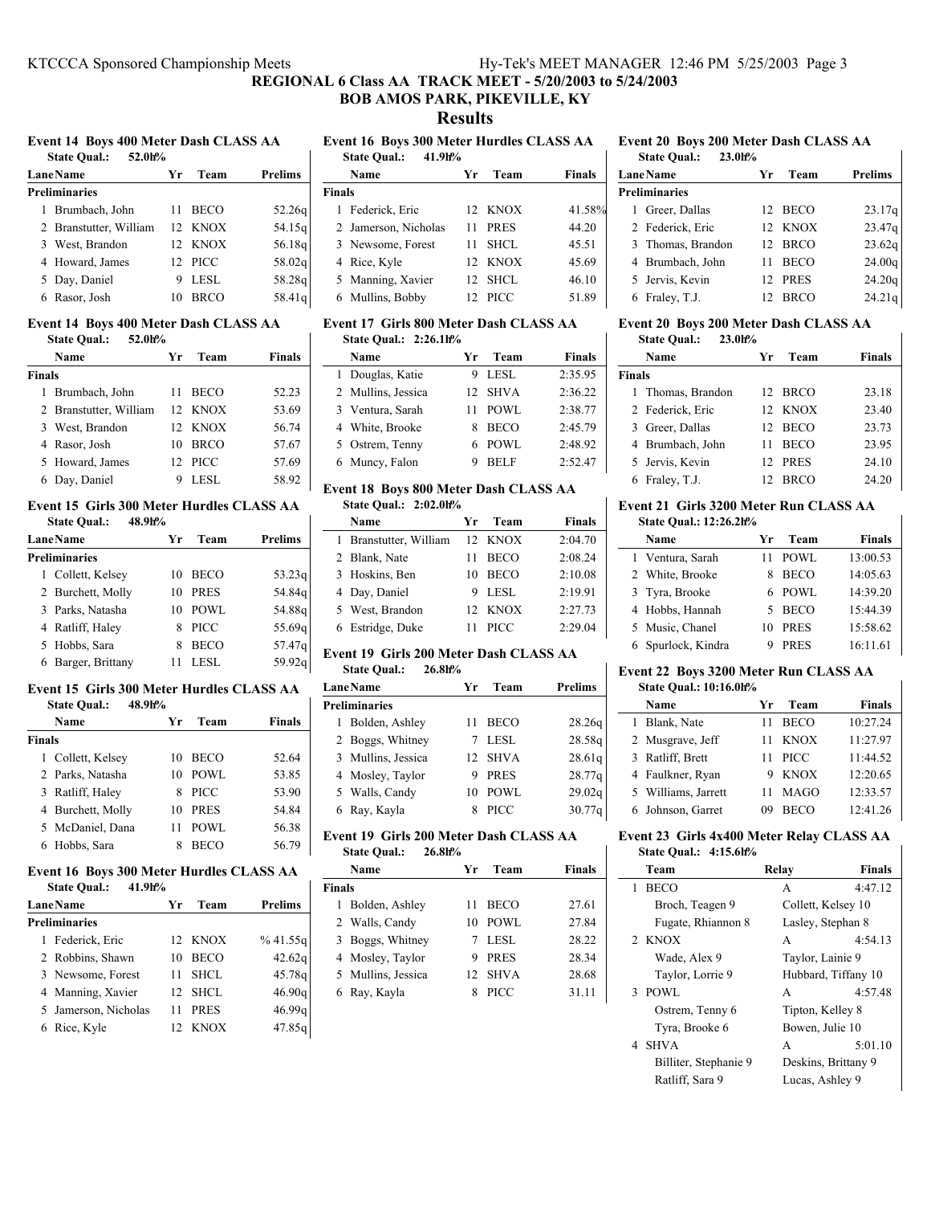# REGIONAL 6 Class AA TRACK MEET - 5/20/2003 to 5/24/2003

## BOB AMOS PARK, PIKEVILLE, KY

## Results

### Event 14 Boys 400 Meter Dash CLASS AA

State Qual.: 52.0h%

| Lane | Name | Yr | Team | Prelims |
|---|---|---|---|---|
| **Preliminaries** | | | | |
| 1 | Brumbach, John | 11 | BECO | 52.26q |
| 2 | Branstutter, William | 12 | KNOX | 54.15q |
| 3 | West, Brandon | 12 | KNOX | 56.18q |
| 4 | Howard, James | 12 | PICC | 58.02q |
| 5 | Day, Daniel | 9 | LESL | 58.28q |
| 6 | Rasor, Josh | 10 | BRCO | 58.41q |

### Event 14 Boys 400 Meter Dash CLASS AA

State Qual.: 52.0h%

| | Name | Yr | Team | Finals |
|---|---|---|---|---|
| **Finals** | | | | |
| 1 | Brumbach, John | 11 | BECO | 52.23 |
| 2 | Branstutter, William | 12 | KNOX | 53.69 |
| 3 | West, Brandon | 12 | KNOX | 56.74 |
| 4 | Rasor, Josh | 10 | BRCO | 57.67 |
| 5 | Howard, James | 12 | PICC | 57.69 |
| 6 | Day, Daniel | 9 | LESL | 58.92 |

### Event 15 Girls 300 Meter Hurdles CLASS AA

State Qual.: 48.9h%

| Lane | Name | Yr | Team | Prelims |
|---|---|---|---|---|
| **Preliminaries** | | | | |
| 1 | Collett, Kelsey | 10 | BECO | 53.23q |
| 2 | Burchett, Molly | 10 | PRES | 54.84q |
| 3 | Parks, Natasha | 10 | POWL | 54.88q |
| 4 | Ratliff, Haley | 8 | PICC | 55.69q |
| 5 | Hobbs, Sara | 8 | BECO | 57.47q |
| 6 | Barger, Brittany | 11 | LESL | 59.92q |

### Event 15 Girls 300 Meter Hurdles CLASS AA

State Qual.: 48.9h%

| | Name | Yr | Team | Finals |
|---|---|---|---|---|
| **Finals** | | | | |
| 1 | Collett, Kelsey | 10 | BECO | 52.64 |
| 2 | Parks, Natasha | 10 | POWL | 53.85 |
| 3 | Ratliff, Haley | 8 | PICC | 53.90 |
| 4 | Burchett, Molly | 10 | PRES | 54.84 |
| 5 | McDaniel, Dana | 11 | POWL | 56.38 |
| 6 | Hobbs, Sara | 8 | BECO | 56.79 |

### Event 16 Boys 300 Meter Hurdles CLASS AA

State Qual.: 41.9h%

| Lane | Name | Yr | Team | Prelims |
|---|---|---|---|---|
| **Preliminaries** | | | | |
| 1 | Federick, Eric | 12 | KNOX | % 41.55q |
| 2 | Robbins, Shawn | 10 | BECO | 42.62q |
| 3 | Newsome, Forest | 11 | SHCL | 45.78q |
| 4 | Manning, Xavier | 12 | SHCL | 46.90q |
| 5 | Jamerson, Nicholas | 11 | PRES | 46.99q |
| 6 | Rice, Kyle | 12 | KNOX | 47.85q |

### Event 16 Boys 300 Meter Hurdles CLASS AA

State Qual.: 41.9h%

| | Name | Yr | Team | Finals |
|---|---|---|---|---|
| **Finals** | | | | |
| 1 | Federick, Eric | 12 | KNOX | 41.58% |
| 2 | Jamerson, Nicholas | 11 | PRES | 44.20 |
| 3 | Newsome, Forest | 11 | SHCL | 45.51 |
| 4 | Rice, Kyle | 12 | KNOX | 45.69 |
| 5 | Manning, Xavier | 12 | SHCL | 46.10 |
| 6 | Mullins, Bobby | 12 | PICC | 51.89 |

### Event 17 Girls 800 Meter Dash CLASS AA

State Qual.: 2:26.1h%

| | Name | Yr | Team | Finals |
|---|---|---|---|---|
| 1 | Douglas, Katie | 9 | LESL | 2:35.95 |
| 2 | Mullins, Jessica | 12 | SHVA | 2:36.22 |
| 3 | Ventura, Sarah | 11 | POWL | 2:38.77 |
| 4 | White, Brooke | 8 | BECO | 2:45.79 |
| 5 | Ostrem, Tenny | 6 | POWL | 2:48.92 |
| 6 | Muncy, Falon | 9 | BELF | 2:52.47 |

### Event 18 Boys 800 Meter Dash CLASS AA

State Qual.: 2:02.0h%

| | Name | Yr | Team | Finals |
|---|---|---|---|---|
| 1 | Branstutter, William | 12 | KNOX | 2:04.70 |
| 2 | Blank, Nate | 11 | BECO | 2:08.24 |
| 3 | Hoskins, Ben | 10 | BECO | 2:10.08 |
| 4 | Day, Daniel | 9 | LESL | 2:19.91 |
| 5 | West, Brandon | 12 | KNOX | 2:27.73 |
| 6 | Estridge, Duke | 11 | PICC | 2:29.04 |

### Event 19 Girls 200 Meter Dash CLASS AA

State Qual.: 26.8h%

| Lane | Name | Yr | Team | Prelims |
|---|---|---|---|---|
| **Preliminaries** | | | | |
| 1 | Bolden, Ashley | 11 | BECO | 28.26q |
| 2 | Boggs, Whitney | 7 | LESL | 28.58q |
| 3 | Mullins, Jessica | 12 | SHVA | 28.61q |
| 4 | Mosley, Taylor | 9 | PRES | 28.77q |
| 5 | Walls, Candy | 10 | POWL | 29.02q |
| 6 | Ray, Kayla | 8 | PICC | 30.77q |

### Event 19 Girls 200 Meter Dash CLASS AA

State Qual.: 26.8h%

| | Name | Yr | Team | Finals |
|---|---|---|---|---|
| **Finals** | | | | |
| 1 | Bolden, Ashley | 11 | BECO | 27.61 |
| 2 | Walls, Candy | 10 | POWL | 27.84 |
| 3 | Boggs, Whitney | 7 | LESL | 28.22 |
| 4 | Mosley, Taylor | 9 | PRES | 28.34 |
| 5 | Mullins, Jessica | 12 | SHVA | 28.68 |
| 6 | Ray, Kayla | 8 | PICC | 31.11 |

### Event 20 Boys 200 Meter Dash CLASS AA

State Qual.: 23.0h%

| Lane | Name | Yr | Team | Prelims |
|---|---|---|---|---|
| **Preliminaries** | | | | |
| 1 | Greer, Dallas | 12 | BECO | 23.17q |
| 2 | Federick, Eric | 12 | KNOX | 23.47q |
| 3 | Thomas, Brandon | 12 | BRCO | 23.62q |
| 4 | Brumbach, John | 11 | BECO | 24.00q |
| 5 | Jervis, Kevin | 12 | PRES | 24.20q |
| 6 | Fraley, T.J. | 12 | BRCO | 24.21q |

### Event 20 Boys 200 Meter Dash CLASS AA

State Qual.: 23.0h%

| | Name | Yr | Team | Finals |
|---|---|---|---|---|
| **Finals** | | | | |
| 1 | Thomas, Brandon | 12 | BRCO | 23.18 |
| 2 | Federick, Eric | 12 | KNOX | 23.40 |
| 3 | Greer, Dallas | 12 | BECO | 23.73 |
| 4 | Brumbach, John | 11 | BECO | 23.95 |
| 5 | Jervis, Kevin | 12 | PRES | 24.10 |
| 6 | Fraley, T.J. | 12 | BRCO | 24.20 |

### Event 21 Girls 3200 Meter Run CLASS AA

State Qual.: 12:26.2h%

| | Name | Yr | Team | Finals |
|---|---|---|---|---|
| 1 | Ventura, Sarah | 11 | POWL | 13:00.53 |
| 2 | White, Brooke | 8 | BECO | 14:05.63 |
| 3 | Tyra, Brooke | 6 | POWL | 14:39.20 |
| 4 | Hobbs, Hannah | 5 | BECO | 15:44.39 |
| 5 | Music, Chanel | 10 | PRES | 15:58.62 |
| 6 | Spurlock, Kindra | 9 | PRES | 16:11.61 |

### Event 22 Boys 3200 Meter Run CLASS AA

State Qual.: 10:16.0h%

| | Name | Yr | Team | Finals |
|---|---|---|---|---|
| 1 | Blank, Nate | 11 | BECO | 10:27.24 |
| 2 | Musgrave, Jeff | 11 | KNOX | 11:27.97 |
| 3 | Ratliff, Brett | 11 | PICC | 11:44.52 |
| 4 | Faulkner, Ryan | 9 | KNOX | 12:20.65 |
| 5 | Williams, Jarrett | 11 | MAGO | 12:33.57 |
| 6 | Johnson, Garret | 09 | BECO | 12:41.26 |

### Event 23 Girls 4x400 Meter Relay CLASS AA

State Qual.: 4:15.6h%

| | Team | Relay | Finals |
|---|---|---|---|
| 1 | BECO | A | 4:47.12 |
| | Broch, Teagen 9 | Collett, Kelsey 10 | |
| | Fugate, Rhiannon 8 | Lasley, Stephan 8 | |
| 2 | KNOX | A | 4:54.13 |
| | Wade, Alex 9 | Taylor, Lainie 9 | |
| | Taylor, Lorrie 9 | Hubbard, Tiffany 10 | |
| 3 | POWL | A | 4:57.48 |
| | Ostrem, Tenny 6 | Tipton, Kelley 8 | |
| | Tyra, Brooke 6 | Bowen, Julie 10 | |
| 4 | SHVA | A | 5:01.10 |
| | Billiter, Stephanie 9 | Deskins, Brittany 9 | |
| | Ratliff, Sara 9 | Lucas, Ashley 9 | |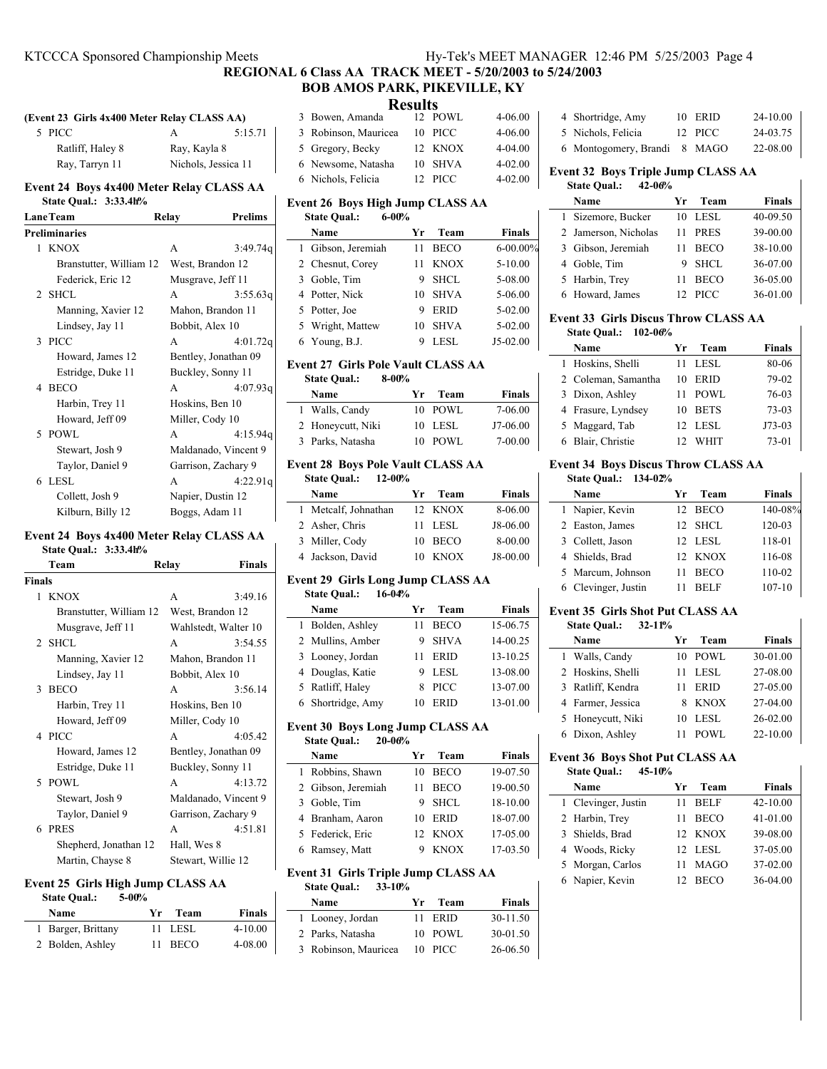# REGIONAL 6 Class AA TRACK MEET - 5/20/2003 to 5/24/2003

## BOB AMOS PARK, PIKEVILLE, KY

### Results

#### (Event 23 Girls 4x400 Meter Relay CLASS AA)

| | | |
|---|---|---|
| 5 PICC | A | 5:15.71 |
| Ratliff, Haley 8 | Ray, Kayla 8 | |
| Ray, Tarryn 11 | Nichols, Jessica 11 | |

#### Event 24 Boys 4x400 Meter Relay CLASS AA

State Qual.: 3:33.41%

| Lane Team | Relay | Prelims |
|---|---|---|
| **Preliminaries** | | |
| 1 KNOX | A | 3:49.74q |
| Branstutter, William 12 | West, Brandon 12 | |
| Federick, Eric 12 | Musgrave, Jeff 11 | |
| 2 SHCL | A | 3:55.63q |
| Manning, Xavier 12 | Mahon, Brandon 11 | |
| Lindsey, Jay 11 | Bobbit, Alex 10 | |
| 3 PICC | A | 4:01.72q |
| Howard, James 12 | Bentley, Jonathan 09 | |
| Estridge, Duke 11 | Buckley, Sonny 11 | |
| 4 BECO | A | 4:07.93q |
| Harbin, Trey 11 | Hoskins, Ben 10 | |
| Howard, Jeff 09 | Miller, Cody 10 | |
| 5 POWL | A | 4:15.94q |
| Stewart, Josh 9 | Maldanado, Vincent 9 | |
| Taylor, Daniel 9 | Garrison, Zachary 9 | |
| 6 LESL | A | 4:22.91q |
| Collett, Josh 9 | Napier, Dustin 12 | |
| Kilburn, Billy 12 | Boggs, Adam 11 | |

#### Event 24 Boys 4x400 Meter Relay CLASS AA

State Qual.: 3:33.41%

| Team | Relay | Finals |
|---|---|---|
| **Finals** | | |
| 1 KNOX | A | 3:49.16 |
| Branstutter, William 12 | West, Brandon 12 | |
| Musgrave, Jeff 11 | Wahlstedt, Walter 10 | |
| 2 SHCL | A | 3:54.55 |
| Manning, Xavier 12 | Mahon, Brandon 11 | |
| Lindsey, Jay 11 | Bobbit, Alex 10 | |
| 3 BECO | A | 3:56.14 |
| Harbin, Trey 11 | Hoskins, Ben 10 | |
| Howard, Jeff 09 | Miller, Cody 10 | |
| 4 PICC | A | 4:05.42 |
| Howard, James 12 | Bentley, Jonathan 09 | |
| Estridge, Duke 11 | Buckley, Sonny 11 | |
| 5 POWL | A | 4:13.72 |
| Stewart, Josh 9 | Maldanado, Vincent 9 | |
| Taylor, Daniel 9 | Garrison, Zachary 9 | |
| 6 PRES | A | 4:51.81 |
| Shepherd, Jonathan 12 | Hall, Wes 8 | |
| Martin, Chayse 8 | Stewart, Willie 12 | |

#### Event 25 Girls High Jump CLASS AA

State Qual.: 5-00%

| Name | Yr | Team | Finals |
|---|---|---|---|
| 1 Barger, Brittany | 11 | LESL | 4-10.00 |
| 2 Bolden, Ashley | 11 | BECO | 4-08.00 |
| 3 Bowen, Amanda | 12 | POWL | 4-06.00 |
| 3 Robinson, Mauricea | 10 | PICC | 4-06.00 |
| 5 Gregory, Becky | 12 | KNOX | 4-04.00 |
| 6 Newsome, Natasha | 10 | SHVA | 4-02.00 |
| 6 Nichols, Felicia | 12 | PICC | 4-02.00 |

#### Event 26 Boys High Jump CLASS AA

State Qual.: 6-00%

| Name | Yr | Team | Finals |
|---|---|---|---|
| 1 Gibson, Jeremiah | 11 | BECO | 6-00.00% |
| 2 Chesnut, Corey | 11 | KNOX | 5-10.00 |
| 3 Goble, Tim | 9 | SHCL | 5-08.00 |
| 4 Potter, Nick | 10 | SHVA | 5-06.00 |
| 5 Potter, Joe | 9 | ERID | 5-02.00 |
| 5 Wright, Mattew | 10 | SHVA | 5-02.00 |
| 6 Young, B.J. | 9 | LESL | J5-02.00 |

#### Event 27 Girls Pole Vault CLASS AA

State Qual.: 8-00%

| Name | Yr | Team | Finals |
|---|---|---|---|
| 1 Walls, Candy | 10 | POWL | 7-06.00 |
| 2 Honeycutt, Niki | 10 | LESL | J7-06.00 |
| 3 Parks, Natasha | 10 | POWL | 7-00.00 |

#### Event 28 Boys Pole Vault CLASS AA

State Qual.: 12-00%

| Name | Yr | Team | Finals |
|---|---|---|---|
| 1 Metcalf, Johnathan | 12 | KNOX | 8-06.00 |
| 2 Asher, Chris | 11 | LESL | J8-06.00 |
| 3 Miller, Cody | 10 | BECO | 8-00.00 |
| 4 Jackson, David | 10 | KNOX | J8-00.00 |

#### Event 29 Girls Long Jump CLASS AA

State Qual.: 16-04%

| Name | Yr | Team | Finals |
|---|---|---|---|
| 1 Bolden, Ashley | 11 | BECO | 15-06.75 |
| 2 Mullins, Amber | 9 | SHVA | 14-00.25 |
| 3 Looney, Jordan | 11 | ERID | 13-10.25 |
| 4 Douglas, Katie | 9 | LESL | 13-08.00 |
| 5 Ratliff, Haley | 8 | PICC | 13-07.00 |
| 6 Shortridge, Amy | 10 | ERID | 13-01.00 |

#### Event 30 Boys Long Jump CLASS AA

State Qual.: 20-06%

| Name | Yr | Team | Finals |
|---|---|---|---|
| 1 Robbins, Shawn | 10 | BECO | 19-07.50 |
| 2 Gibson, Jeremiah | 11 | BECO | 19-00.50 |
| 3 Goble, Tim | 9 | SHCL | 18-10.00 |
| 4 Branham, Aaron | 10 | ERID | 18-07.00 |
| 5 Federick, Eric | 12 | KNOX | 17-05.00 |
| 6 Ramsey, Matt | 9 | KNOX | 17-03.50 |

#### Event 31 Girls Triple Jump CLASS AA

State Qual.: 33-10%

| Name | Yr | Team | Finals |
|---|---|---|---|
| 1 Looney, Jordan | 11 | ERID | 30-11.50 |
| 2 Parks, Natasha | 10 | POWL | 30-01.50 |
| 3 Robinson, Mauricea | 10 | PICC | 26-06.50 |
| 4 Shortridge, Amy | 10 | ERID | 24-10.00 |
| 5 Nichols, Felicia | 12 | PICC | 24-03.75 |
| 6 Montgomery, Brandi | 8 | MAGO | 22-08.00 |

#### Event 32 Boys Triple Jump CLASS AA

State Qual.: 42-06%

| Name | Yr | Team | Finals |
|---|---|---|---|
| 1 Sizemore, Bucker | 10 | LESL | 40-09.50 |
| 2 Jamerson, Nicholas | 11 | PRES | 39-00.00 |
| 3 Gibson, Jeremiah | 11 | BECO | 38-10.00 |
| 4 Goble, Tim | 9 | SHCL | 36-07.00 |
| 5 Harbin, Trey | 11 | BECO | 36-05.00 |
| 6 Howard, James | 12 | PICC | 36-01.00 |

#### Event 33 Girls Discus Throw CLASS AA

State Qual.: 102-06%

| Name | Yr | Team | Finals |
|---|---|---|---|
| 1 Hoskins, Shelli | 11 | LESL | 80-06 |
| 2 Coleman, Samantha | 10 | ERID | 79-02 |
| 3 Dixon, Ashley | 11 | POWL | 76-03 |
| 4 Frasure, Lyndsey | 10 | BETS | 73-03 |
| 5 Maggard, Tab | 12 | LESL | J73-03 |
| 6 Blair, Christie | 12 | WHIT | 73-01 |

#### Event 34 Boys Discus Throw CLASS AA

State Qual.: 134-02%

| Name | Yr | Team | Finals |
|---|---|---|---|
| 1 Napier, Kevin | 12 | BECO | 140-08% |
| 2 Easton, James | 12 | SHCL | 120-03 |
| 3 Collett, Jason | 12 | LESL | 118-01 |
| 4 Shields, Brad | 12 | KNOX | 116-08 |
| 5 Marcum, Johnson | 11 | BECO | 110-02 |
| 6 Clevinger, Justin | 11 | BELF | 107-10 |

#### Event 35 Girls Shot Put CLASS AA

State Qual.: 32-11%

| Name | Yr | Team | Finals |
|---|---|---|---|
| 1 Walls, Candy | 10 | POWL | 30-01.00 |
| 2 Hoskins, Shelli | 11 | LESL | 27-08.00 |
| 3 Ratliff, Kendra | 11 | ERID | 27-05.00 |
| 4 Farmer, Jessica | 8 | KNOX | 27-04.00 |
| 5 Honeycutt, Niki | 10 | LESL | 26-02.00 |
| 6 Dixon, Ashley | 11 | POWL | 22-10.00 |

#### Event 36 Boys Shot Put CLASS AA

State Qual.: 45-10%

| Name | Yr | Team | Finals |
|---|---|---|---|
| 1 Clevinger, Justin | 11 | BELF | 42-10.00 |
| 2 Harbin, Trey | 11 | BECO | 41-01.00 |
| 3 Shields, Brad | 12 | KNOX | 39-08.00 |
| 4 Woods, Ricky | 12 | LESL | 37-05.00 |
| 5 Morgan, Carlos | 11 | MAGO | 37-02.00 |
| 6 Napier, Kevin | 12 | BECO | 36-04.00 |